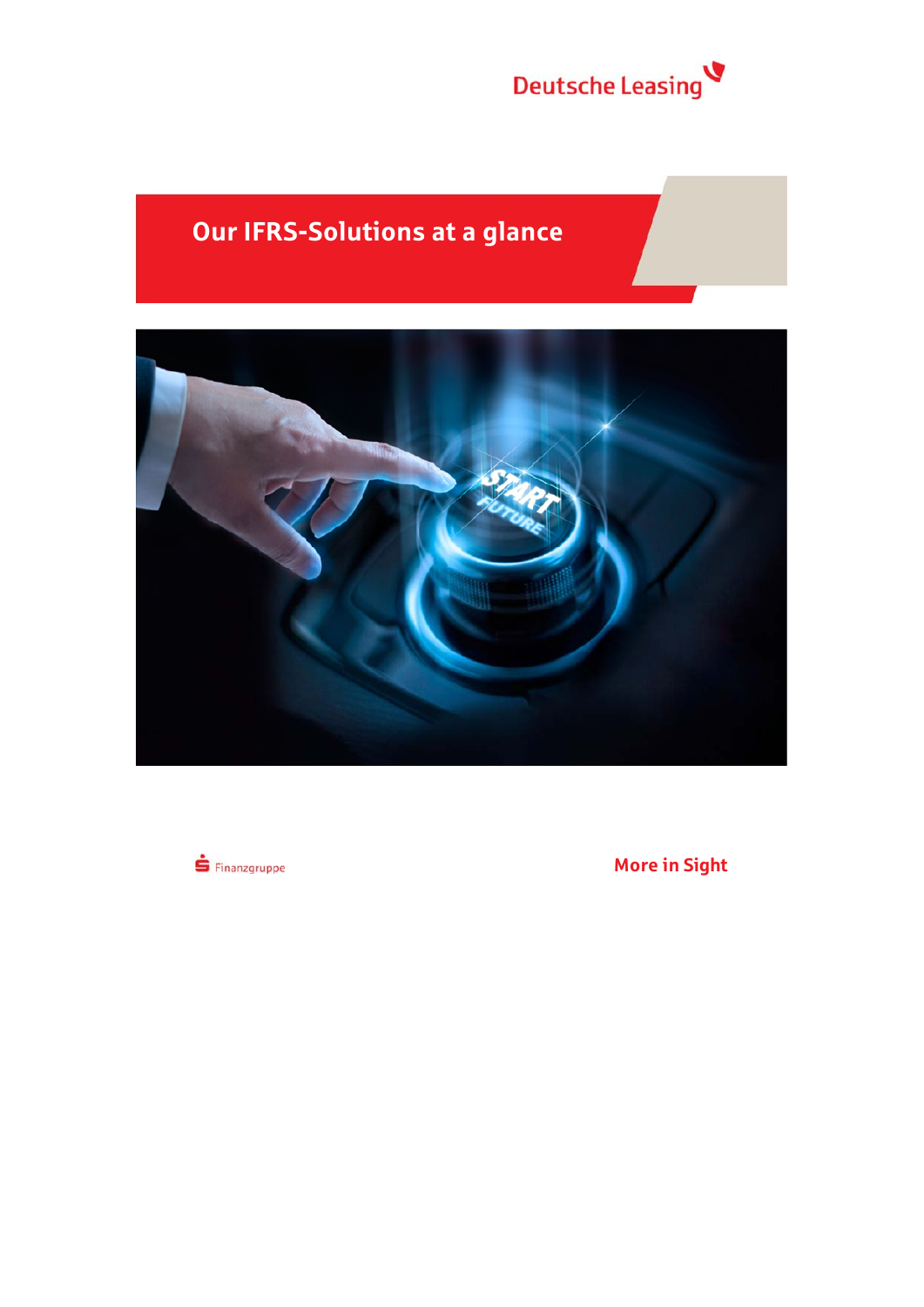Deutsche Leasing

# Our IFRS-Solutions at a glance

Finanzgruppe

More in Sight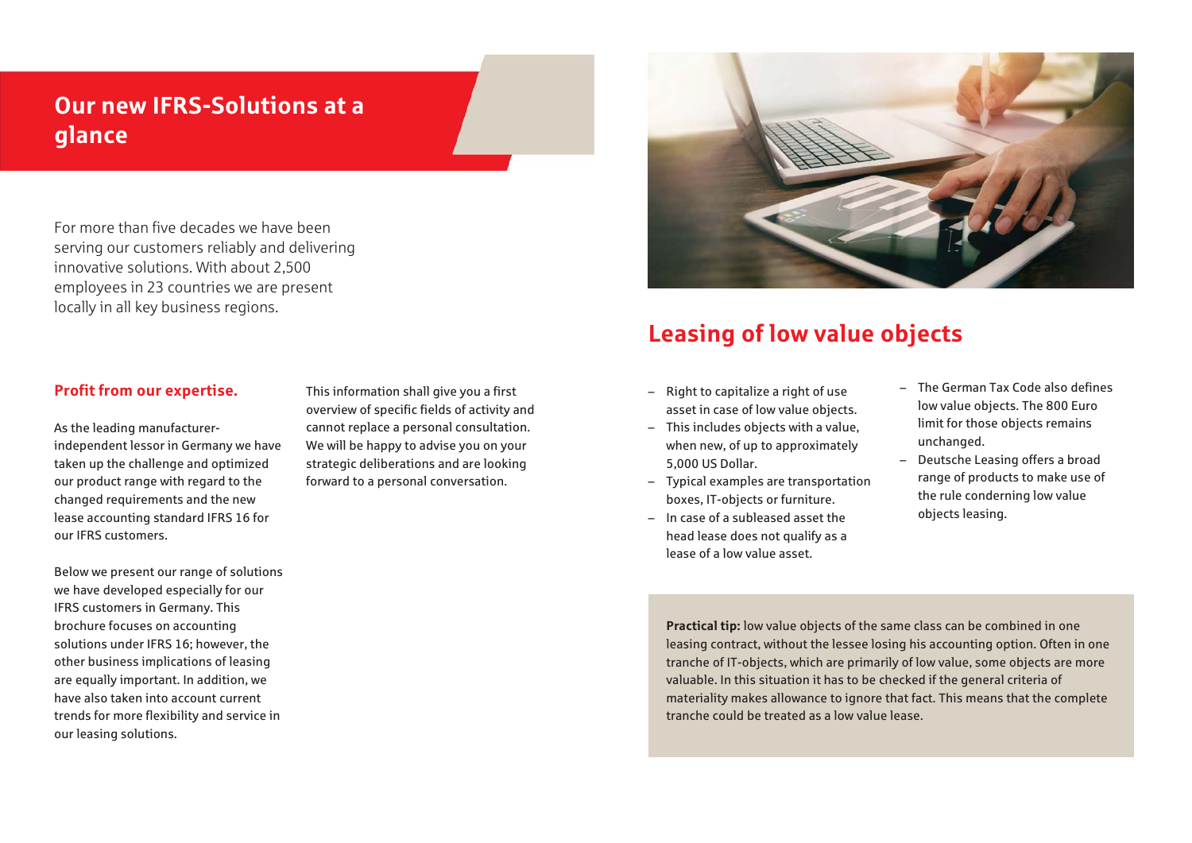# Our new IFRS-Solutions at a glance

For more than five decades we have been serving our customers reliably and delivering innovative solutions. With about 2,500 employees in 23 countries we are present locally in all key business regions.

### Profit from our expertise.

As the leading manufacturer-independent lessor in Germany we have taken up the challenge and optimized our product range with regard to the changed requirements and the new lease accounting standard IFRS 16 for our IFRS customers.

Below we present our range of solutions we have developed especially for our IFRS customers in Germany. This brochure focuses on accounting solutions under IFRS 16; however, the other business implications of leasing are equally important. In addition, we have also taken into account current trends for more flexibility and service in our leasing solutions.

This information shall give you a first overview of specific fields of activity and cannot replace a personal consultation. We will be happy to advise you on your strategic deliberations and are looking forward to a personal conversation.

## Leasing of low value objects

- Right to capitalize a right of use asset in case of low value objects.
- This includes objects with a value, when new, of up to approximately 5,000 US Dollar.
- Typical examples are transportation boxes, IT-objects or furniture.
- In case of a subleased asset the head lease does not qualify as a lease of a low value asset.
- The German Tax Code also defines low value objects. The 800 Euro limit for those objects remains unchanged.
- Deutsche Leasing offers a broad range of products to make use of the rule conderning low value objects leasing.

**Practical tip:** low value objects of the same class can be combined in one leasing contract, without the lessee losing his accounting option. Often in one tranche of IT-objects, which are primarily of low value, some objects are more valuable. In this situation it has to be checked if the general criteria of materiality makes allowance to ignore that fact. This means that the complete tranche could be treated as a low value lease.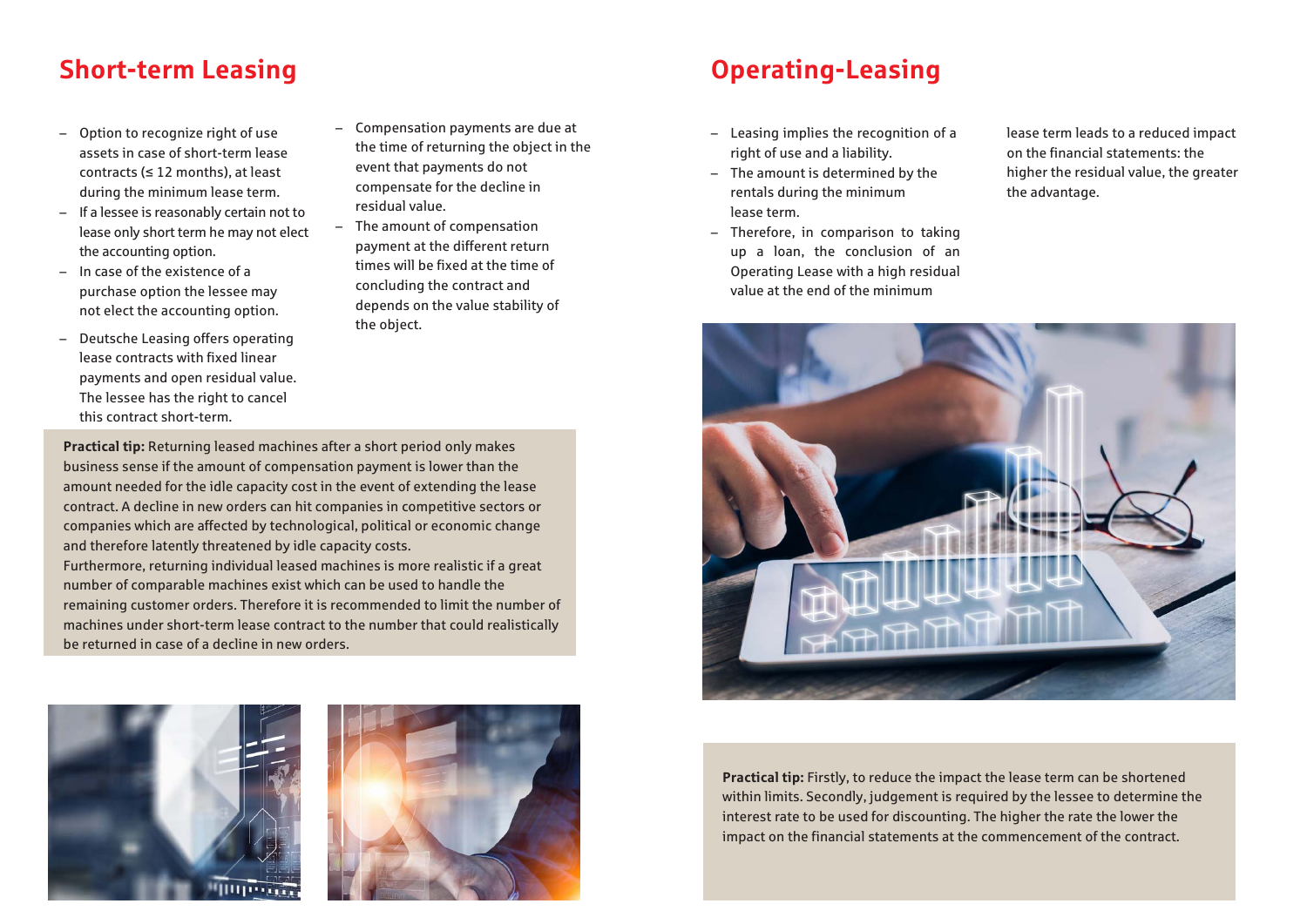## Short-term Leasing

- Option to recognize right of use assets in case of short-term lease contracts (≤ 12 months), at least during the minimum lease term.
- If a lessee is reasonably certain not to lease only short term he may not elect the accounting option.
- In case of the existence of a purchase option the lessee may not elect the accounting option.
- Deutsche Leasing offers operating lease contracts with fixed linear payments and open residual value. The lessee has the right to cancel this contract short-term.
- Compensation payments are due at the time of returning the object in the event that payments do not compensate for the decline in residual value.
- The amount of compensation payment at the different return times will be fixed at the time of concluding the contract and depends on the value stability of the object.

**Practical tip:** Returning leased machines after a short period only makes business sense if the amount of compensation payment is lower than the amount needed for the idle capacity cost in the event of extending the lease contract. A decline in new orders can hit companies in competitive sectors or companies which are affected by technological, political or economic change and therefore latently threatened by idle capacity costs.
Furthermore, returning individual leased machines is more realistic if a great number of comparable machines exist which can be used to handle the remaining customer orders. Therefore it is recommended to limit the number of machines under short-term lease contract to the number that could realistically be returned in case of a decline in new orders.

## Operating-Leasing

- Leasing implies the recognition of a right of use and a liability.
- The amount is determined by the rentals during the minimum lease term.
- Therefore, in comparison to taking up a loan, the conclusion of an Operating Lease with a high residual value at the end of the minimum lease term leads to a reduced impact on the financial statements: the higher the residual value, the greater the advantage.

**Practical tip:** Firstly, to reduce the impact the lease term can be shortened within limits. Secondly, judgement is required by the lessee to determine the interest rate to be used for discounting. The higher the rate the lower the impact on the financial statements at the commencement of the contract.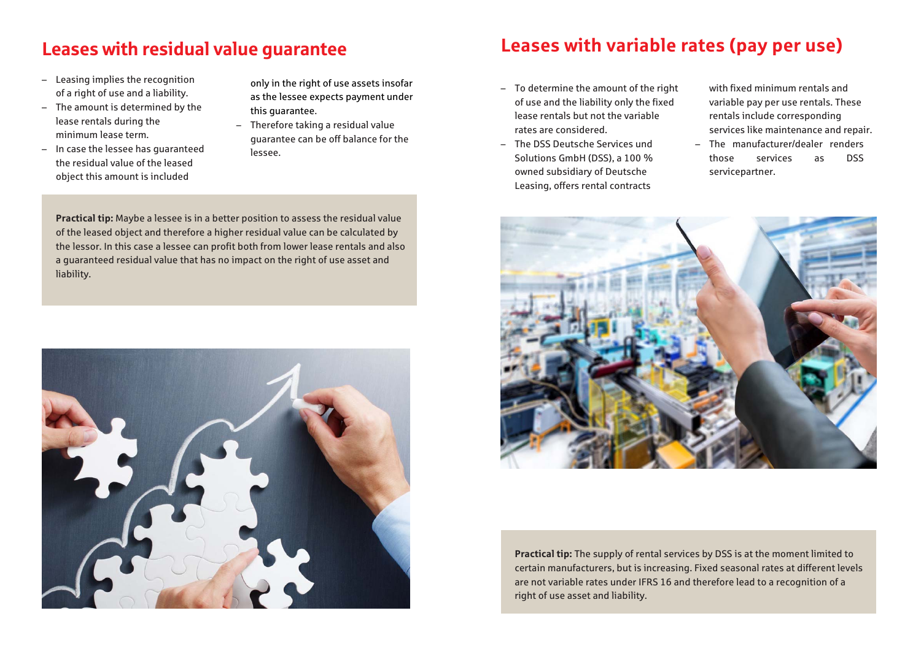## Leases with residual value guarantee

- Leasing implies the recognition of a right of use and a liability.
- The amount is determined by the lease rentals during the minimum lease term.
- In case the lessee has guaranteed the residual value of the leased object this amount is included only in the right of use assets insofar as the lessee expects payment under this guarantee.
- Therefore taking a residual value guarantee can be off balance for the lessee.

**Practical tip:** Maybe a lessee is in a better position to assess the residual value of the leased object and therefore a higher residual value can be calculated by the lessor. In this case a lessee can profit both from lower lease rentals and also a guaranteed residual value that has no impact on the right of use asset and liability.

## Leases with variable rates (pay per use)

- To determine the amount of the right of use and the liability only the fixed lease rentals but not the variable rates are considered.
- The DSS Deutsche Services und Solutions GmbH (DSS), a 100 % owned subsidiary of Deutsche Leasing, offers rental contracts with fixed minimum rentals and variable pay per use rentals. These rentals include corresponding services like maintenance and repair.
- The manufacturer/dealer renders those services as DSS servicepartner.

**Practical tip:** The supply of rental services by DSS is at the moment limited to certain manufacturers, but is increasing. Fixed seasonal rates at different levels are not variable rates under IFRS 16 and therefore lead to a recognition of a right of use asset and liability.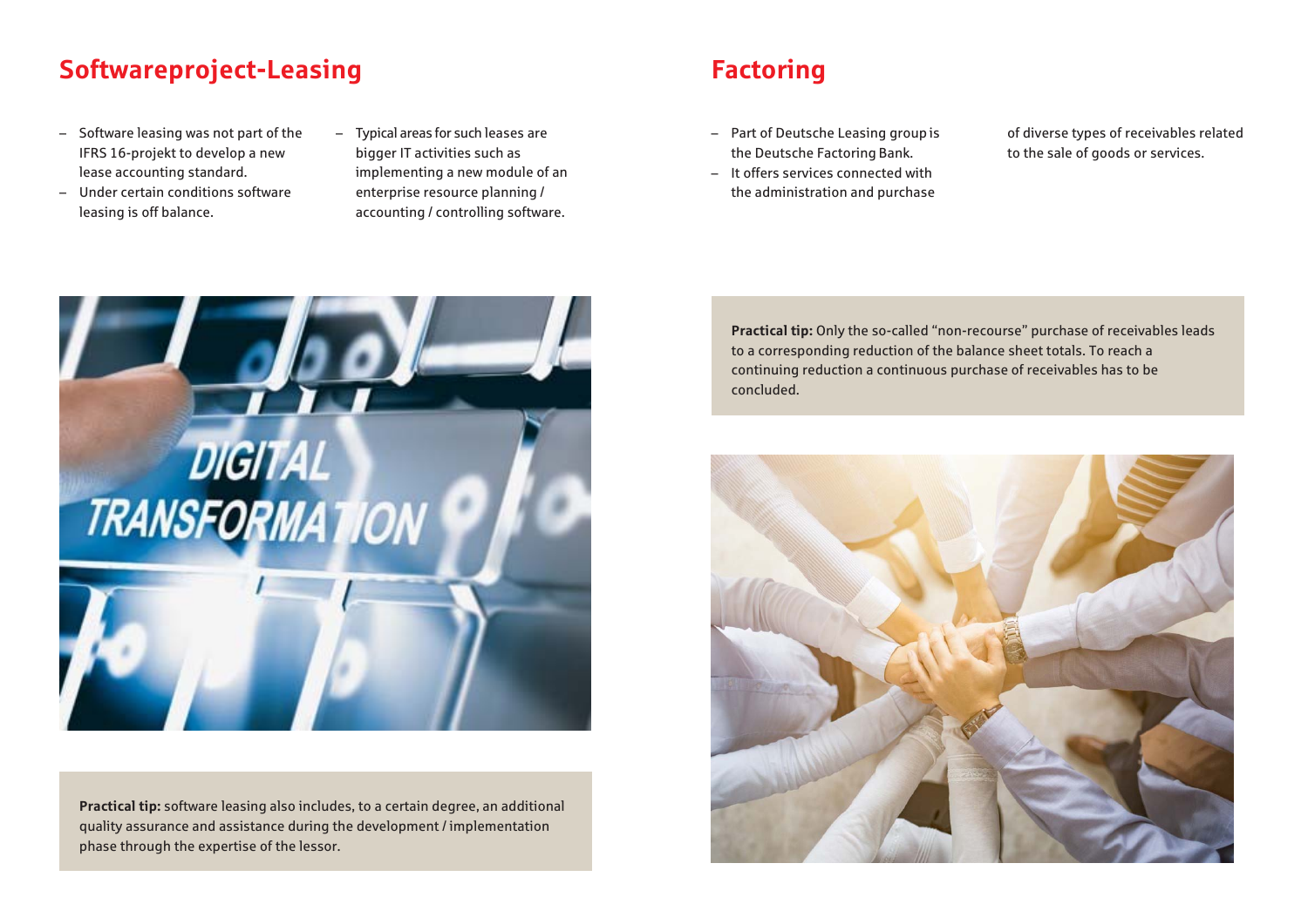## Softwareproject-Leasing

- Software leasing was not part of the IFRS 16-projekt to develop a new lease accounting standard.
- Under certain conditions software leasing is off balance.
- Typical areas for such leases are bigger IT activities such as implementing a new module of an enterprise resource planning / accounting / controlling software.

**Practical tip:** software leasing also includes, to a certain degree, an additional quality assurance and assistance during the development / implementation phase through the expertise of the lessor.

## Factoring

- Part of Deutsche Leasing group is the Deutsche Factoring Bank.
- It offers services connected with the administration and purchase of diverse types of receivables related to the sale of goods or services.

**Practical tip:** Only the so-called "non-recourse" purchase of receivables leads to a corresponding reduction of the balance sheet totals. To reach a continuing reduction a continuous purchase of receivables has to be concluded.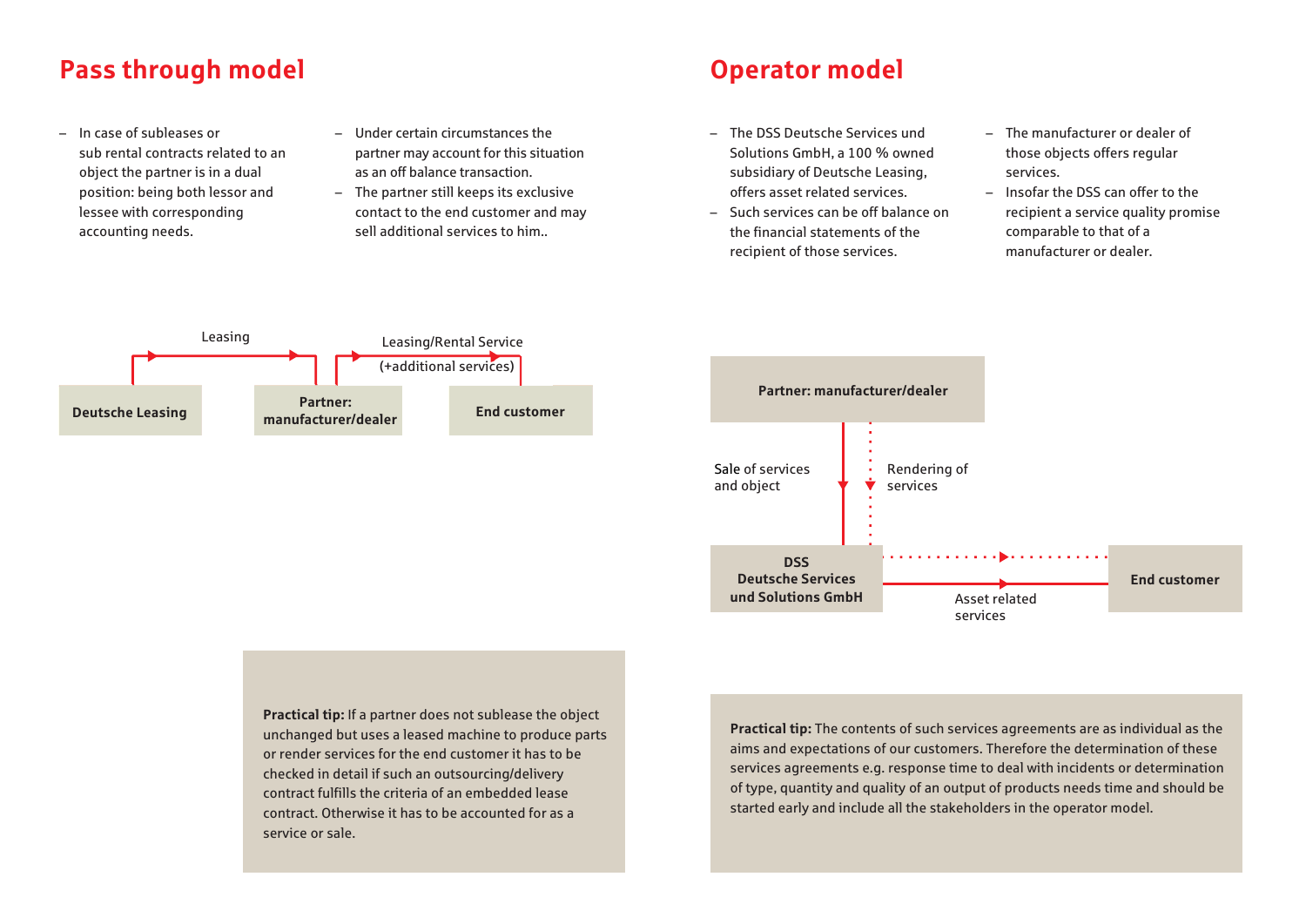## Pass through model

- In case of subleases or sub rental contracts related to an object the partner is in a dual position: being both lessor and lessee with corresponding accounting needs.
- Under certain circumstances the partner may account for this situation as an off balance transaction.
- The partner still keeps its exclusive contact to the end customer and may sell additional services to him..

Leasing

Leasing/Rental Service (+additional services)

**Deutsche Leasing**

**Partner: manufacturer/dealer**

**End customer**

**Practical tip:** If a partner does not sublease the object unchanged but uses a leased machine to produce parts or render services for the end customer it has to be checked in detail if such an outsourcing/delivery contract fulfills the criteria of an embedded lease contract. Otherwise it has to be accounted for as a service or sale.

## Operator model

- The DSS Deutsche Services und Solutions GmbH, a 100 % owned subsidiary of Deutsche Leasing, offers asset related services.
- Such services can be off balance on the financial statements of the recipient of those services.
- The manufacturer or dealer of those objects offers regular services.
- Insofar the DSS can offer to the recipient a service quality promise comparable to that of a manufacturer or dealer.

**Partner: manufacturer/dealer**

Sale of services and object

Rendering of services

**DSS Deutsche Services und Solutions GmbH**

Asset related services

**End customer**

**Practical tip:** The contents of such services agreements are as individual as the aims and expectations of our customers. Therefore the determination of these services agreements e.g. response time to deal with incidents or determination of type, quantity and quality of an output of products needs time and should be started early and include all the stakeholders in the operator model.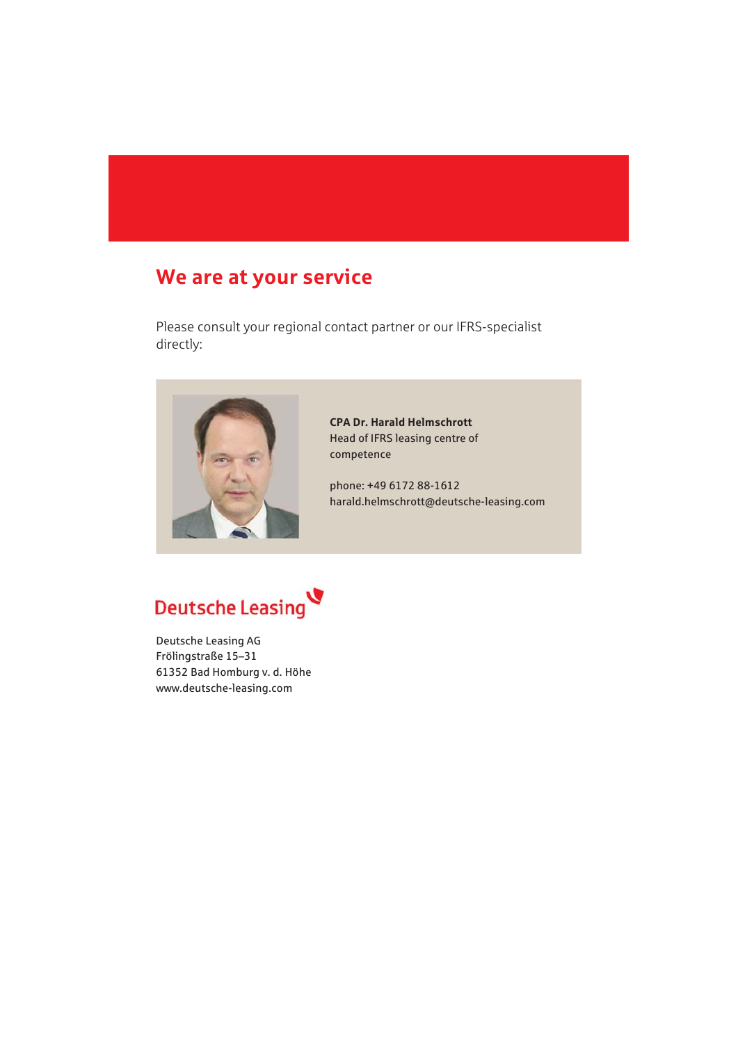## We are at your service

Please consult your regional contact partner or our IFRS-specialist directly:

**CPA Dr. Harald Helmschrott**
Head of IFRS leasing centre of competence

phone: +49 6172 88-1612
harald.helmschrott@deutsche-leasing.com

Deutsche Leasing

Deutsche Leasing AG
Frölingstraße 15–31
61352 Bad Homburg v. d. Höhe
www.deutsche-leasing.com